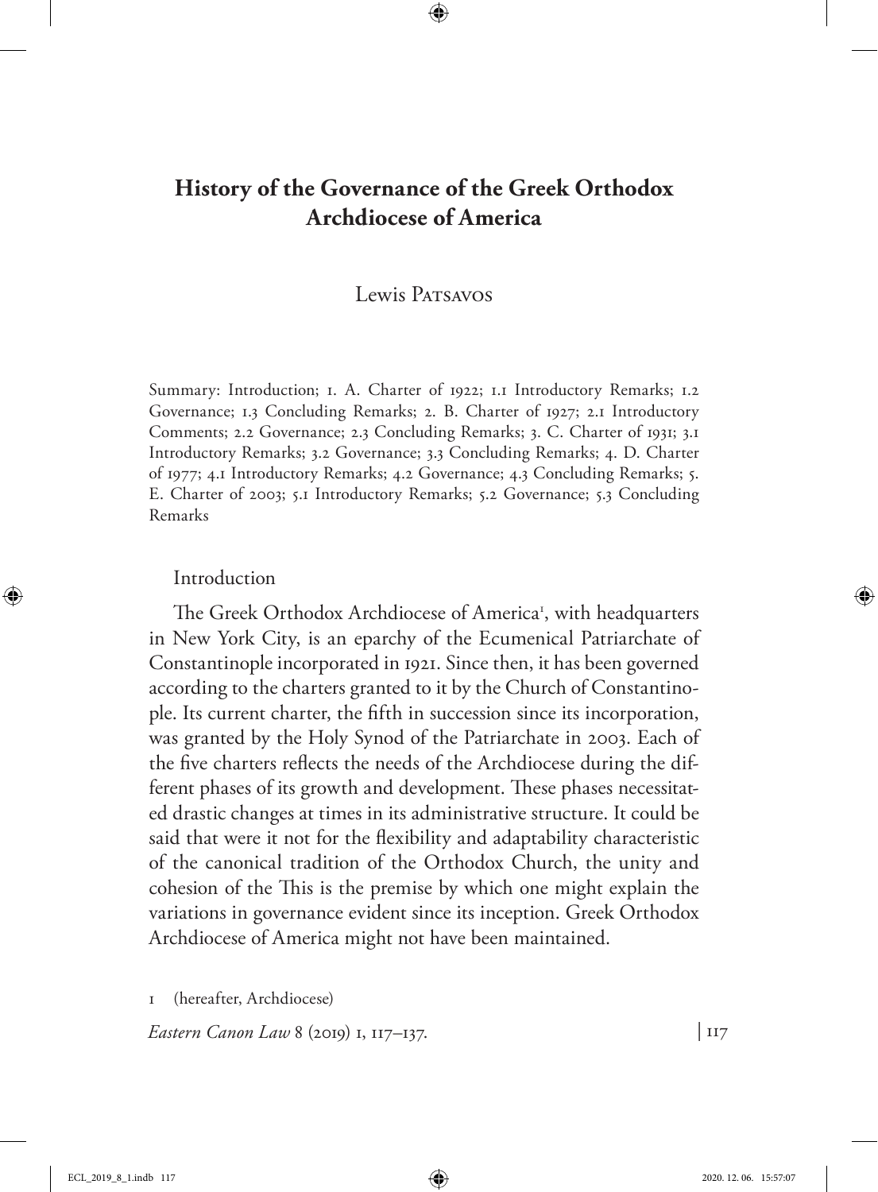# History of the Governance of the Greek Orthodox Archdiocese of America

Lewis Patsavos

Summary: Introduction; 1. A. Charter of 1922; 1.1 Introductory Remarks; 1.2 Governance; 1.3 Concluding Remarks; 2. B. Charter of 1927; 2.1 Introductory Comments; 2.2 Governance; 2.3 Concluding Remarks; 3. C. Charter of 1931; 3.1 Introductory Remarks; 3.2 Governance; 3.3 Concluding Remarks; 4. D. Charter of 1977; 4.1 Introductory Remarks; 4.2 Governance; 4.3 Concluding Remarks; 5. E. Charter of 2003; 5.1 Introductory Remarks; 5.2 Governance; 5.3 Concluding Remarks

## Introduction

The Greek Orthodox Archdiocese of America[1], with headquarters in New York City, is an eparchy of the Ecumenical Patriarchate of Constantinople incorporated in 1921. Since then, it has been governed according to the charters granted to it by the Church of Constantinople. Its current charter, the fifth in succession since its incorporation, was granted by the Holy Synod of the Patriarchate in 2003. Each of the five charters reflects the needs of the Archdiocese during the different phases of its growth and development. These phases necessitated drastic changes at times in its administrative structure. It could be said that were it not for the flexibility and adaptability characteristic of the canonical tradition of the Orthodox Church, the unity and cohesion of the This is the premise by which one might explain the variations in governance evident since its inception. Greek Orthodox Archdiocese of America might not have been maintained.

1 (hereafter, Archdiocese)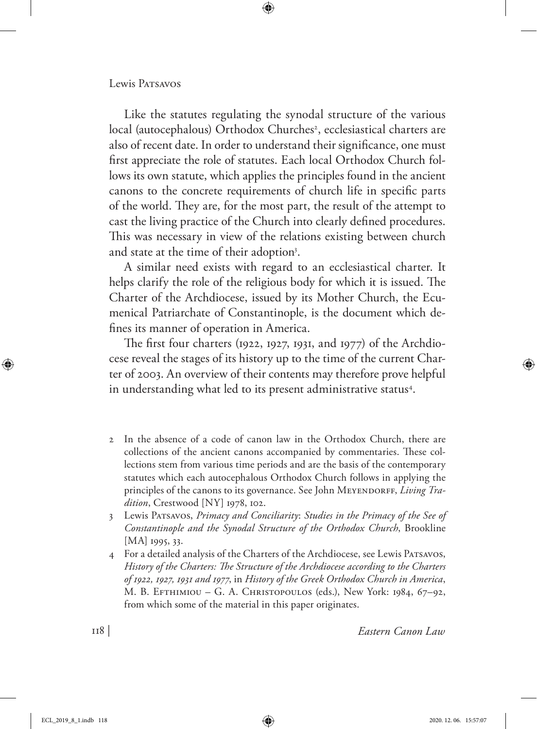Like the statutes regulating the synodal structure of the various local (autocephalous) Orthodox Churches[2], ecclesiastical charters are also of recent date. In order to understand their significance, one must first appreciate the role of statutes. Each local Orthodox Church follows its own statute, which applies the principles found in the ancient canons to the concrete requirements of church life in specific parts of the world. They are, for the most part, the result of the attempt to cast the living practice of the Church into clearly defined procedures. This was necessary in view of the relations existing between church and state at the time of their adoption[3].

A similar need exists with regard to an ecclesiastical charter. It helps clarify the role of the religious body for which it is issued. The Charter of the Archdiocese, issued by its Mother Church, the Ecumenical Patriarchate of Constantinople, is the document which defines its manner of operation in America.

The first four charters (1922, 1927, 1931, and 1977) of the Archdiocese reveal the stages of its history up to the time of the current Charter of 2003. An overview of their contents may therefore prove helpful in understanding what led to its present administrative status[4].

2 In the absence of a code of canon law in the Orthodox Church, there are collections of the ancient canons accompanied by commentaries. These collections stem from various time periods and are the basis of the contemporary statutes which each autocephalous Orthodox Church follows in applying the principles of the canons to its governance. See John Meyendorff, *Living Tradition*, Crestwood [NY] 1978, 102.

3 Lewis Patsavos, *Primacy and Conciliarity*: *Studies in the Primacy of the See of Constantinople and the Synodal Structure of the Orthodox Church*, Brookline [MA] 1995, 33.

4 For a detailed analysis of the Charters of the Archdiocese, see Lewis Patsavos, *History of the Charters: The Structure of the Archdiocese according to the Charters of 1922, 1927, 1931 and 1977*, in *History of the Greek Orthodox Church in America*, M. B. Efthimiou – G. A. Christopoulos (eds.), New York: 1984, 67–92, from which some of the material in this paper originates.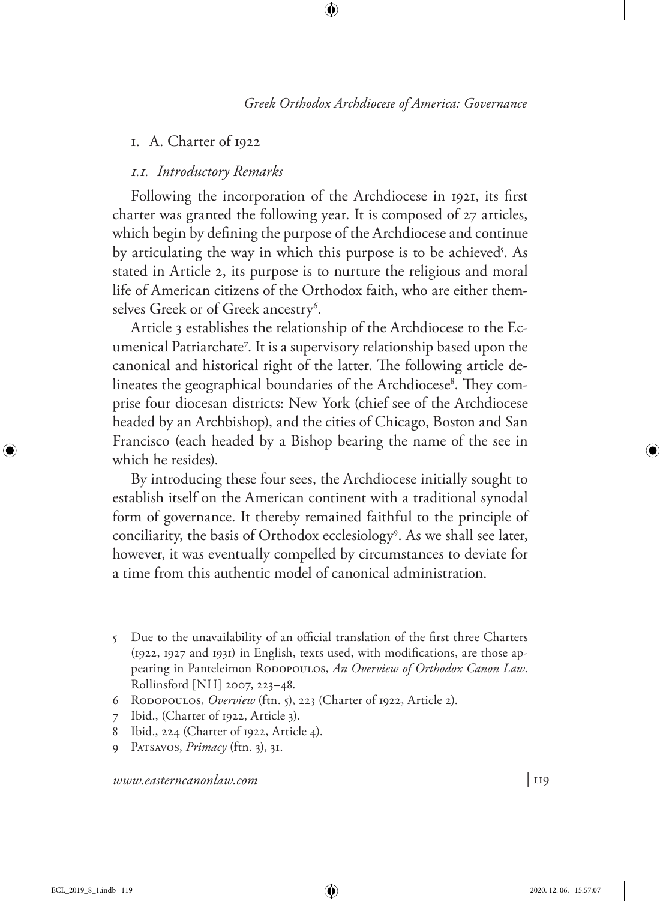## 1. A. Charter of 1922

### 1.1. Introductory Remarks

Following the incorporation of the Archdiocese in 1921, its first charter was granted the following year. It is composed of 27 articles, which begin by defining the purpose of the Archdiocese and continue by articulating the way in which this purpose is to be achieved[5]. As stated in Article 2, its purpose is to nurture the religious and moral life of American citizens of the Orthodox faith, who are either themselves Greek or of Greek ancestry[6].

Article 3 establishes the relationship of the Archdiocese to the Ecumenical Patriarchate[7]. It is a supervisory relationship based upon the canonical and historical right of the latter. The following article delineates the geographical boundaries of the Archdiocese[8]. They comprise four diocesan districts: New York (chief see of the Archdiocese headed by an Archbishop), and the cities of Chicago, Boston and San Francisco (each headed by a Bishop bearing the name of the see in which he resides).

By introducing these four sees, the Archdiocese initially sought to establish itself on the American continent with a traditional synodal form of governance. It thereby remained faithful to the principle of conciliarity, the basis of Orthodox ecclesiology[9]. As we shall see later, however, it was eventually compelled by circumstances to deviate for a time from this authentic model of canonical administration.

5 Due to the unavailability of an official translation of the first three Charters (1922, 1927 and 1931) in English, texts used, with modifications, are those appearing in Panteleimon Rodopoulos, *An Overview of Orthodox Canon Law*. Rollinsford [NH] 2007, 223–48.

6 Rodopoulos, *Overview* (ftn. 5), 223 (Charter of 1922, Article 2).

7 Ibid., (Charter of 1922, Article 3).

8 Ibid., 224 (Charter of 1922, Article 4).

9 Patsavos, *Primacy* (ftn. 3), 31.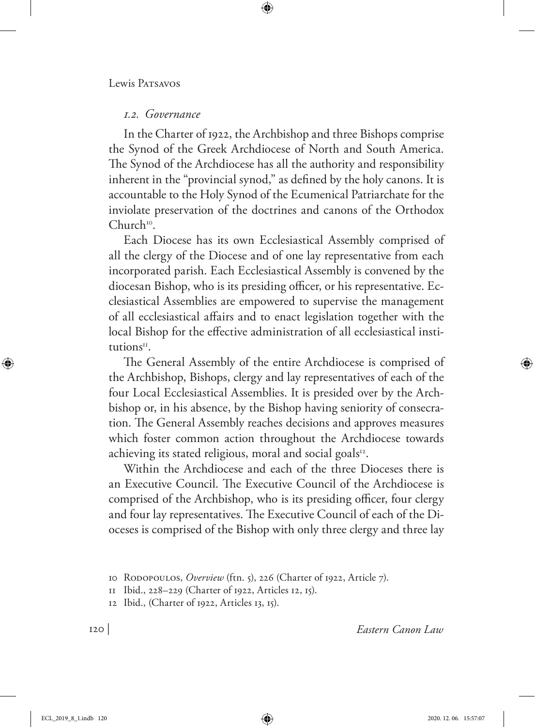### *1.2. Governance*

In the Charter of 1922, the Archbishop and three Bishops comprise the Synod of the Greek Archdiocese of North and South America. The Synod of the Archdiocese has all the authority and responsibility inherent in the "provincial synod," as defined by the holy canons. It is accountable to the Holy Synod of the Ecumenical Patriarchate for the inviolate preservation of the doctrines and canons of the Orthodox Church[10].

Each Diocese has its own Ecclesiastical Assembly comprised of all the clergy of the Diocese and of one lay representative from each incorporated parish. Each Ecclesiastical Assembly is convened by the diocesan Bishop, who is its presiding officer, or his representative. Ecclesiastical Assemblies are empowered to supervise the management of all ecclesiastical affairs and to enact legislation together with the local Bishop for the effective administration of all ecclesiastical institutions[11].

The General Assembly of the entire Archdiocese is comprised of the Archbishop, Bishops, clergy and lay representatives of each of the four Local Ecclesiastical Assemblies. It is presided over by the Archbishop or, in his absence, by the Bishop having seniority of consecration. The General Assembly reaches decisions and approves measures which foster common action throughout the Archdiocese towards achieving its stated religious, moral and social goals[12].

Within the Archdiocese and each of the three Dioceses there is an Executive Council. The Executive Council of the Archdiocese is comprised of the Archbishop, who is its presiding officer, four clergy and four lay representatives. The Executive Council of each of the Dioceses is comprised of the Bishop with only three clergy and three lay

10 Rodopoulos, *Overview* (ftn. 5), 226 (Charter of 1922, Article 7).

11 Ibid., 228–229 (Charter of 1922, Articles 12, 15).

12 Ibid., (Charter of 1922, Articles 13, 15).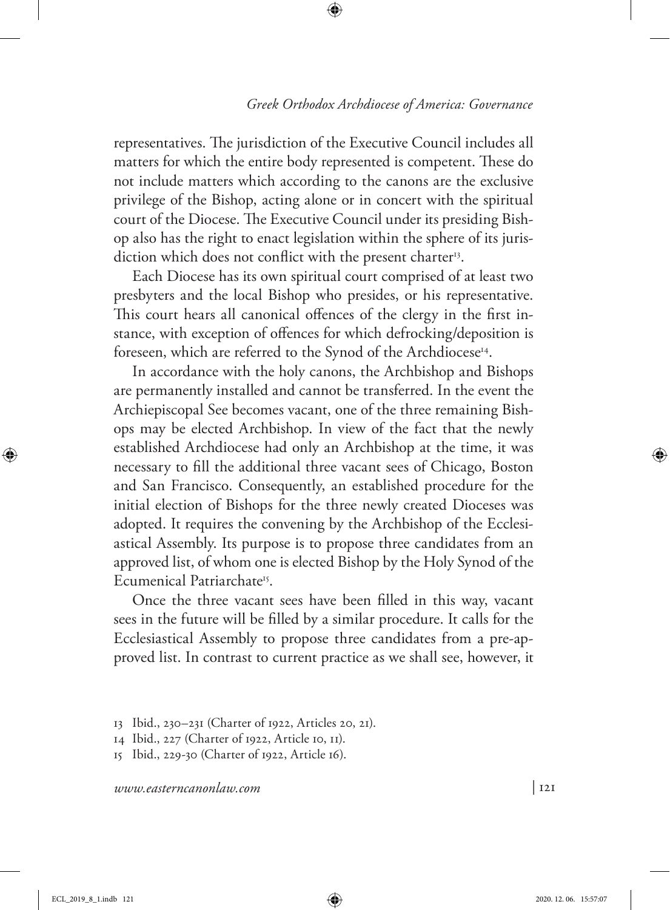representatives. The jurisdiction of the Executive Council includes all matters for which the entire body represented is competent. These do not include matters which according to the canons are the exclusive privilege of the Bishop, acting alone or in concert with the spiritual court of the Diocese. The Executive Council under its presiding Bishop also has the right to enact legislation within the sphere of its jurisdiction which does not conflict with the present charter[13].

Each Diocese has its own spiritual court comprised of at least two presbyters and the local Bishop who presides, or his representative. This court hears all canonical offences of the clergy in the first instance, with exception of offences for which defrocking/deposition is foreseen, which are referred to the Synod of the Archdiocese[14].

In accordance with the holy canons, the Archbishop and Bishops are permanently installed and cannot be transferred. In the event the Archiepiscopal See becomes vacant, one of the three remaining Bishops may be elected Archbishop. In view of the fact that the newly established Archdiocese had only an Archbishop at the time, it was necessary to fill the additional three vacant sees of Chicago, Boston and San Francisco. Consequently, an established procedure for the initial election of Bishops for the three newly created Dioceses was adopted. It requires the convening by the Archbishop of the Ecclesiastical Assembly. Its purpose is to propose three candidates from an approved list, of whom one is elected Bishop by the Holy Synod of the Ecumenical Patriarchate[15].

Once the three vacant sees have been filled in this way, vacant sees in the future will be filled by a similar procedure. It calls for the Ecclesiastical Assembly to propose three candidates from a pre-approved list. In contrast to current practice as we shall see, however, it

13 Ibid., 230–231 (Charter of 1922, Articles 20, 21).

14 Ibid., 227 (Charter of 1922, Article 10, 11).

15 Ibid., 229-30 (Charter of 1922, Article 16).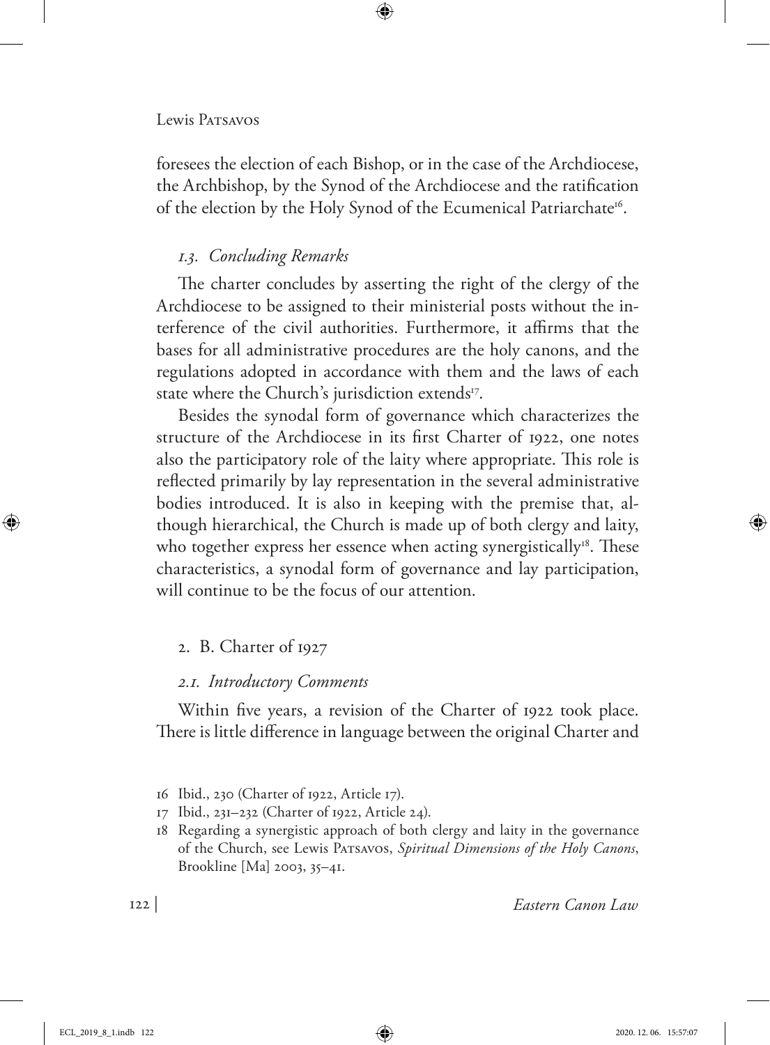foresees the election of each Bishop, or in the case of the Archdiocese, the Archbishop, by the Synod of the Archdiocese and the ratification of the election by the Holy Synod of the Ecumenical Patriarchate[16].

### *1.3. Concluding Remarks*

The charter concludes by asserting the right of the clergy of the Archdiocese to be assigned to their ministerial posts without the interference of the civil authorities. Furthermore, it affirms that the bases for all administrative procedures are the holy canons, and the regulations adopted in accordance with them and the laws of each state where the Church's jurisdiction extends[17].

Besides the synodal form of governance which characterizes the structure of the Archdiocese in its first Charter of 1922, one notes also the participatory role of the laity where appropriate. This role is reflected primarily by lay representation in the several administrative bodies introduced. It is also in keeping with the premise that, although hierarchical, the Church is made up of both clergy and laity, who together express her essence when acting synergistically[18]. These characteristics, a synodal form of governance and lay participation, will continue to be the focus of our attention.

## 2. B. Charter of 1927

### *2.1. Introductory Comments*

Within five years, a revision of the Charter of 1922 took place. There is little difference in language between the original Charter and

---

16 Ibid., 230 (Charter of 1922, Article 17).

17 Ibid., 231–232 (Charter of 1922, Article 24).

18 Regarding a synergistic approach of both clergy and laity in the governance of the Church, see Lewis Patsavos, *Spiritual Dimensions of the Holy Canons*, Brookline [Ma] 2003, 35–41.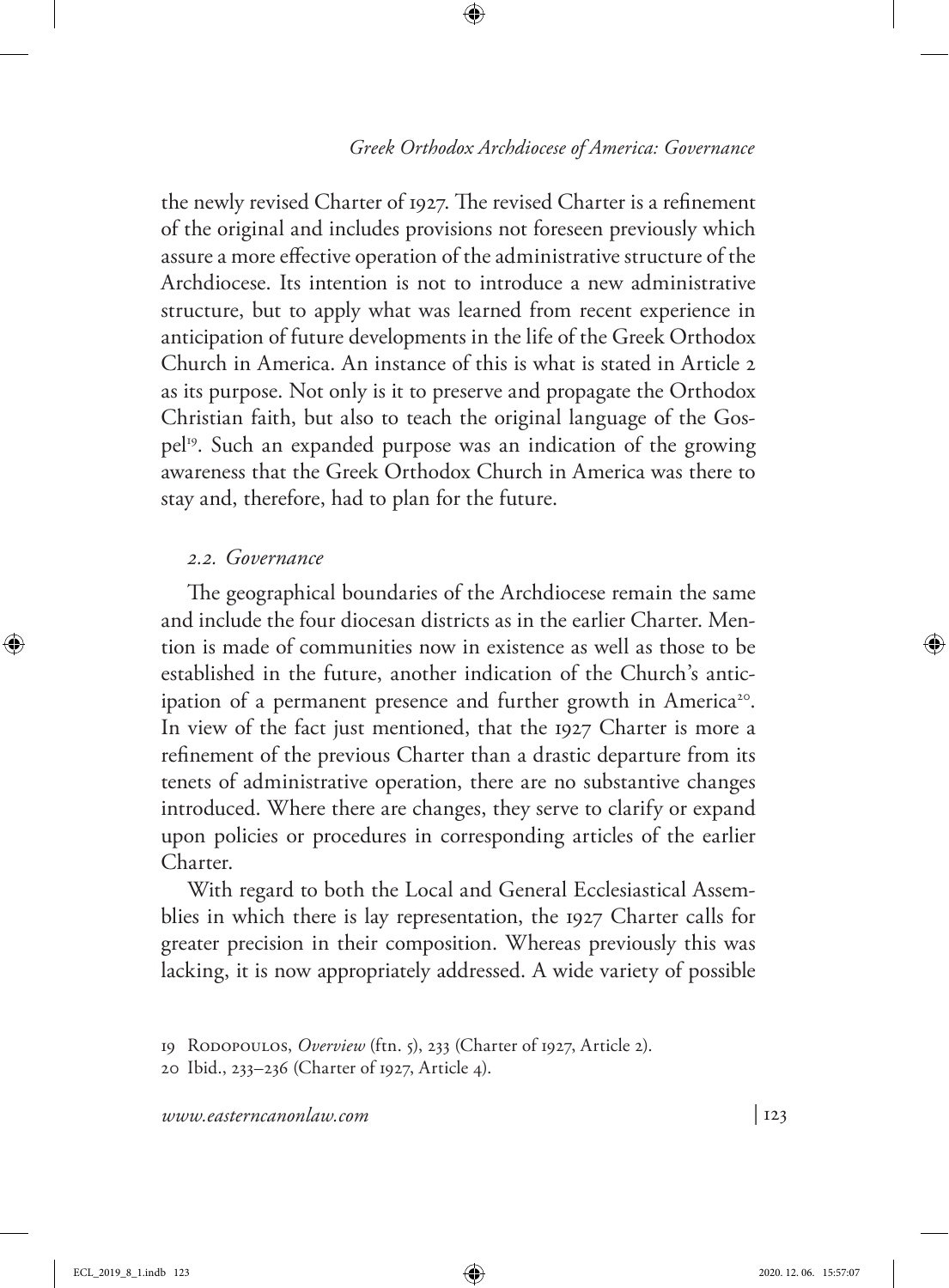the newly revised Charter of 1927. The revised Charter is a refinement of the original and includes provisions not foreseen previously which assure a more effective operation of the administrative structure of the Archdiocese. Its intention is not to introduce a new administrative structure, but to apply what was learned from recent experience in anticipation of future developments in the life of the Greek Orthodox Church in America. An instance of this is what is stated in Article 2 as its purpose. Not only is it to preserve and propagate the Orthodox Christian faith, but also to teach the original language of the Gospel[19]. Such an expanded purpose was an indication of the growing awareness that the Greek Orthodox Church in America was there to stay and, therefore, had to plan for the future.

### *2.2. Governance*

The geographical boundaries of the Archdiocese remain the same and include the four diocesan districts as in the earlier Charter. Mention is made of communities now in existence as well as those to be established in the future, another indication of the Church's anticipation of a permanent presence and further growth in America[20]. In view of the fact just mentioned, that the 1927 Charter is more a refinement of the previous Charter than a drastic departure from its tenets of administrative operation, there are no substantive changes introduced. Where there are changes, they serve to clarify or expand upon policies or procedures in corresponding articles of the earlier Charter.

With regard to both the Local and General Ecclesiastical Assemblies in which there is lay representation, the 1927 Charter calls for greater precision in their composition. Whereas previously this was lacking, it is now appropriately addressed. A wide variety of possible

---

19 Rodopoulos, *Overview* (ftn. 5), 233 (Charter of 1927, Article 2).

20 Ibid., 233–236 (Charter of 1927, Article 4).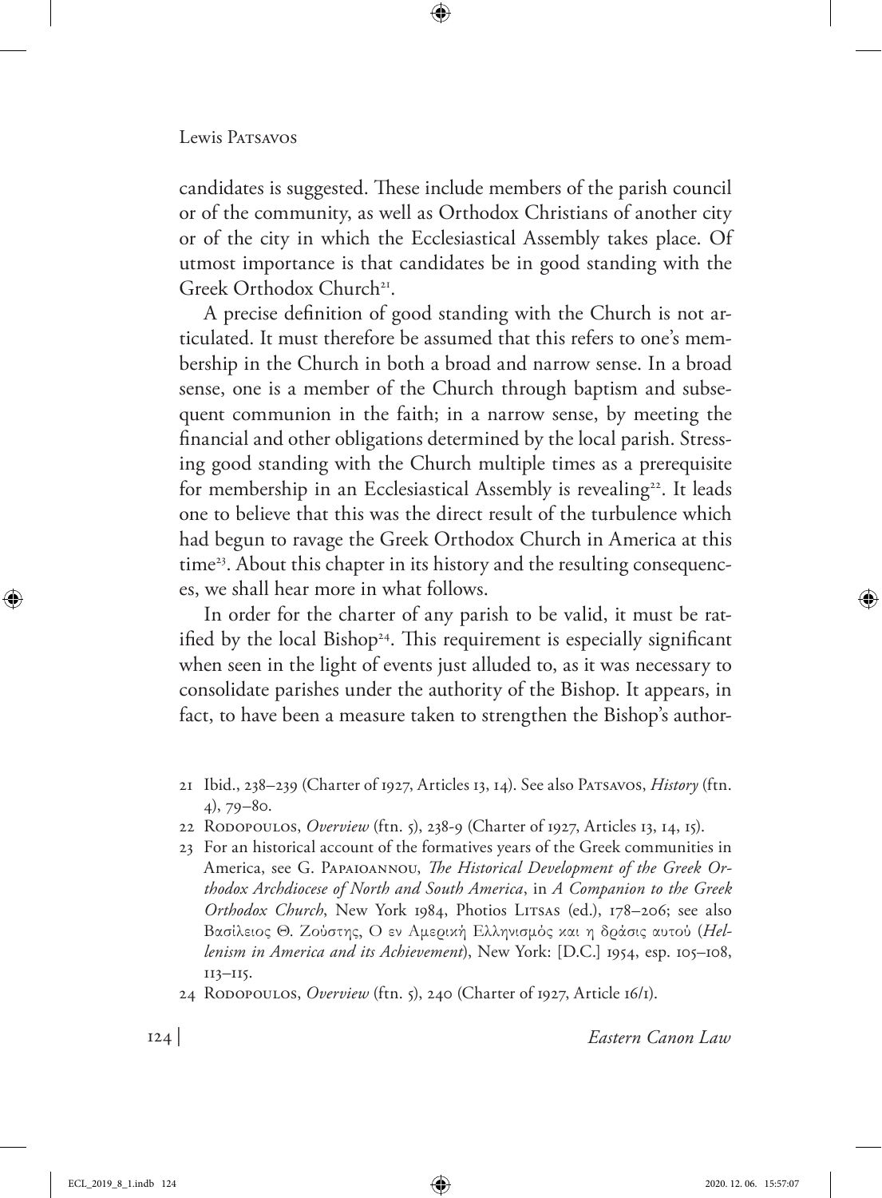candidates is suggested. These include members of the parish council or of the community, as well as Orthodox Christians of another city or of the city in which the Ecclesiastical Assembly takes place. Of utmost importance is that candidates be in good standing with the Greek Orthodox Church[21].

A precise definition of good standing with the Church is not articulated. It must therefore be assumed that this refers to one's membership in the Church in both a broad and narrow sense. In a broad sense, one is a member of the Church through baptism and subsequent communion in the faith; in a narrow sense, by meeting the financial and other obligations determined by the local parish. Stressing good standing with the Church multiple times as a prerequisite for membership in an Ecclesiastical Assembly is revealing[22]. It leads one to believe that this was the direct result of the turbulence which had begun to ravage the Greek Orthodox Church in America at this time[23]. About this chapter in its history and the resulting consequences, we shall hear more in what follows.

In order for the charter of any parish to be valid, it must be ratified by the local Bishop[24]. This requirement is especially significant when seen in the light of events just alluded to, as it was necessary to consolidate parishes under the authority of the Bishop. It appears, in fact, to have been a measure taken to strengthen the Bishop's author-

---

21 Ibid., 238–239 (Charter of 1927, Articles 13, 14). See also Patsavos, *History* (ftn. 4), 79–80.

22 Rodopoulos, *Overview* (ftn. 5), 238-9 (Charter of 1927, Articles 13, 14, 15).

23 For an historical account of the formatives years of the Greek communities in America, see G. Papaioannou, *The Historical Development of the Greek Orthodox Archdiocese of North and South America*, in *A Companion to the Greek Orthodox Church*, New York 1984, Photios Litsas (ed.), 178–206; see also Βασίλειος Θ. Ζούστης, Ο εν Αμερική Ελληνισμός και η δράσις αυτού (*Hellenism in America and its Achievement*), New York: [D.C.] 1954, esp. 105–108, 113–115.

24 Rodopoulos, *Overview* (ftn. 5), 240 (Charter of 1927, Article 16/1).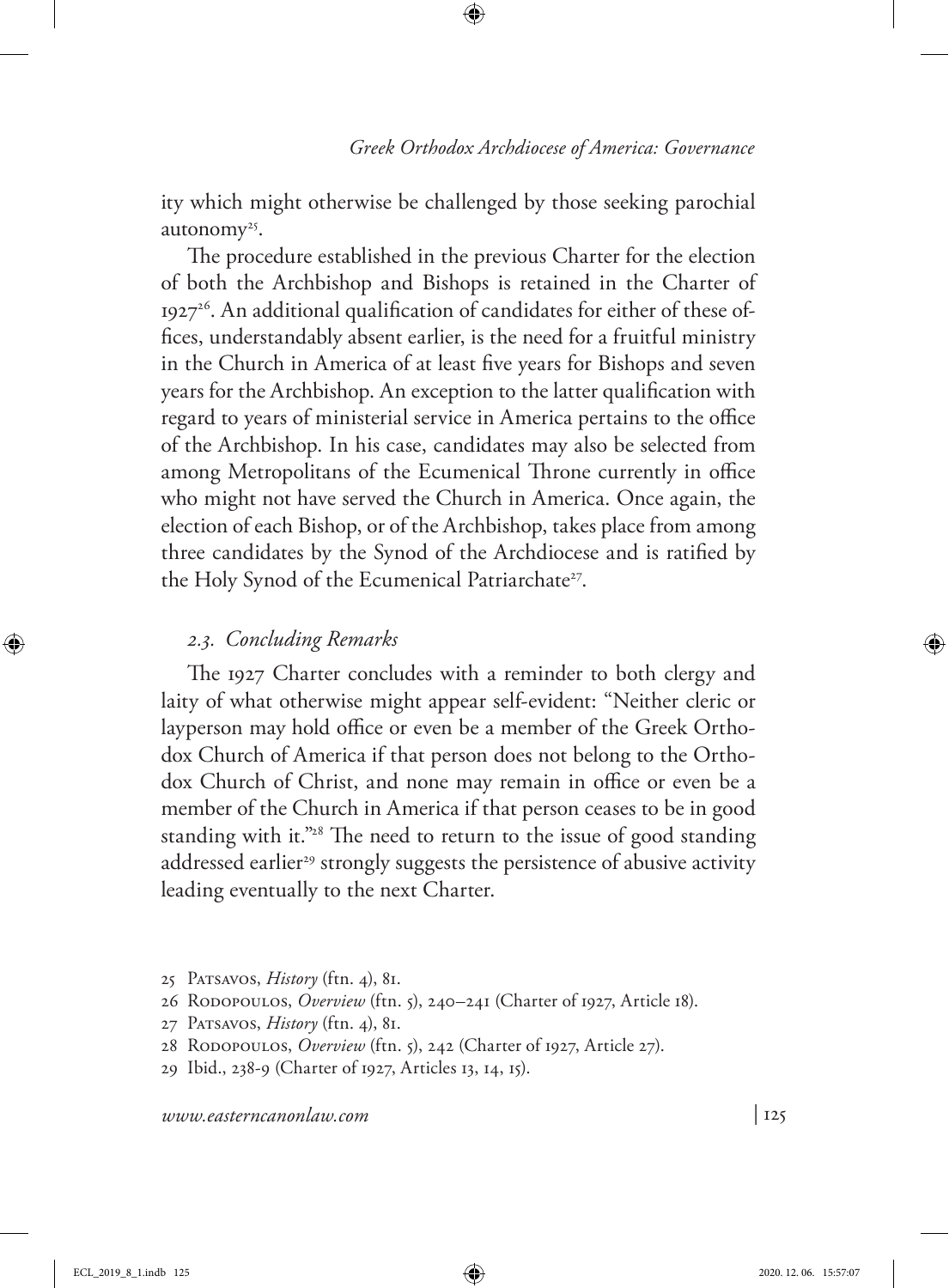ity which might otherwise be challenged by those seeking parochial autonomy[25].

The procedure established in the previous Charter for the election of both the Archbishop and Bishops is retained in the Charter of 1927[26]. An additional qualification of candidates for either of these offices, understandably absent earlier, is the need for a fruitful ministry in the Church in America of at least five years for Bishops and seven years for the Archbishop. An exception to the latter qualification with regard to years of ministerial service in America pertains to the office of the Archbishop. In his case, candidates may also be selected from among Metropolitans of the Ecumenical Throne currently in office who might not have served the Church in America. Once again, the election of each Bishop, or of the Archbishop, takes place from among three candidates by the Synod of the Archdiocese and is ratified by the Holy Synod of the Ecumenical Patriarchate[27].

### *2.3. Concluding Remarks*

The 1927 Charter concludes with a reminder to both clergy and laity of what otherwise might appear self-evident: "Neither cleric or layperson may hold office or even be a member of the Greek Orthodox Church of America if that person does not belong to the Orthodox Church of Christ, and none may remain in office or even be a member of the Church in America if that person ceases to be in good standing with it."[28] The need to return to the issue of good standing addressed earlier[29] strongly suggests the persistence of abusive activity leading eventually to the next Charter.

---

25 Patsavos, *History* (ftn. 4), 81.

26 Rodopoulos, *Overview* (ftn. 5), 240–241 (Charter of 1927, Article 18).

27 Patsavos, *History* (ftn. 4), 81.

28 Rodopoulos, *Overview* (ftn. 5), 242 (Charter of 1927, Article 27).

29 Ibid., 238-9 (Charter of 1927, Articles 13, 14, 15).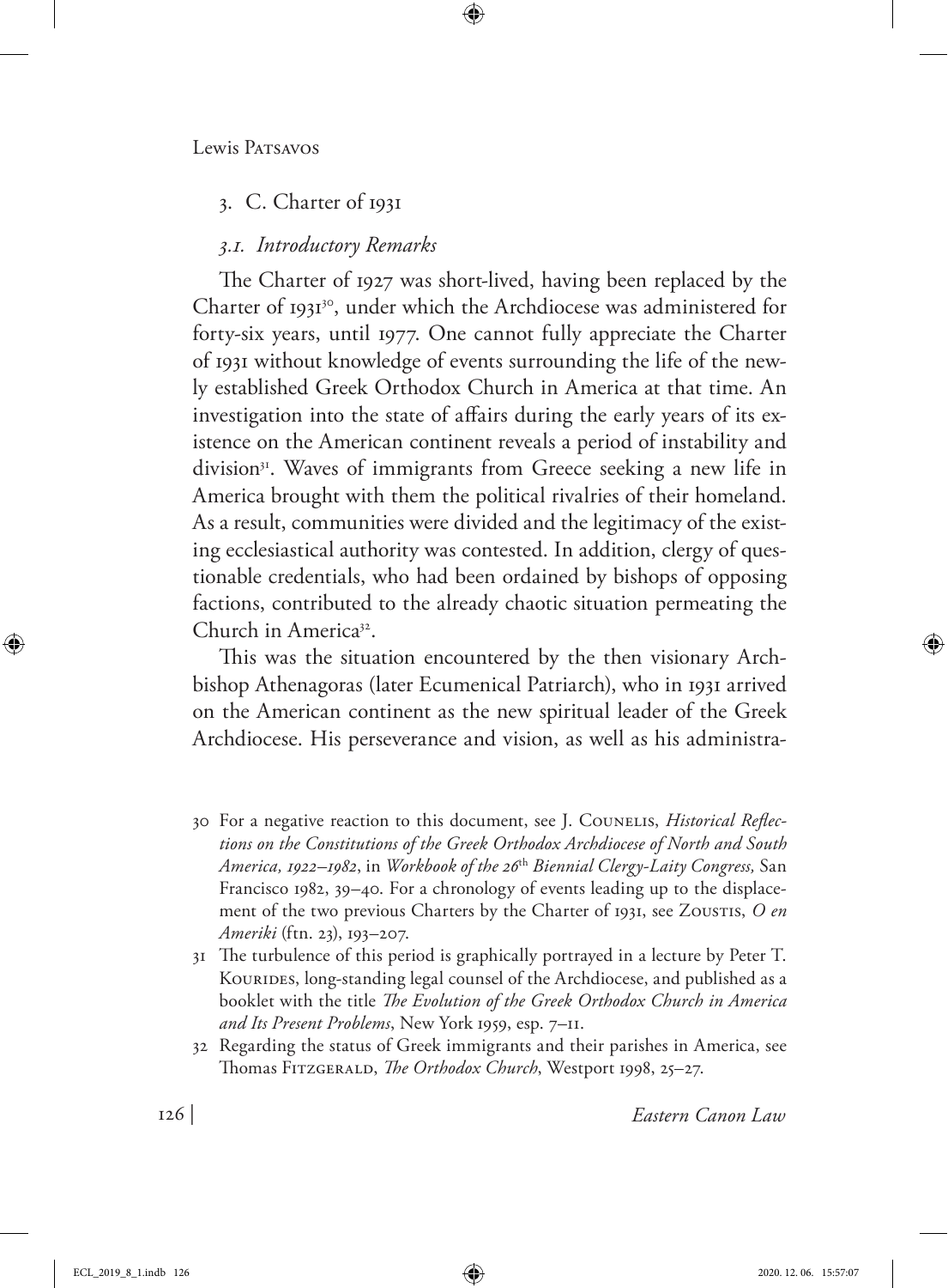## 3. C. Charter of 1931

### *3.1. Introductory Remarks*

The Charter of 1927 was short-lived, having been replaced by the Charter of 1931[30], under which the Archdiocese was administered for forty-six years, until 1977. One cannot fully appreciate the Charter of 1931 without knowledge of events surrounding the life of the newly established Greek Orthodox Church in America at that time. An investigation into the state of affairs during the early years of its existence on the American continent reveals a period of instability and division[31]. Waves of immigrants from Greece seeking a new life in America brought with them the political rivalries of their homeland. As a result, communities were divided and the legitimacy of the existing ecclesiastical authority was contested. In addition, clergy of questionable credentials, who had been ordained by bishops of opposing factions, contributed to the already chaotic situation permeating the Church in America[32].

This was the situation encountered by the then visionary Archbishop Athenagoras (later Ecumenical Patriarch), who in 1931 arrived on the American continent as the new spiritual leader of the Greek Archdiocese. His perseverance and vision, as well as his administra-

---

30 For a negative reaction to this document, see J. Counelis, *Historical Reflections on the Constitutions of the Greek Orthodox Archdiocese of North and South America, 1922–1982*, in *Workbook of the 26th Biennial Clergy-Laity Congress,* San Francisco 1982, 39–40. For a chronology of events leading up to the displacement of the two previous Charters by the Charter of 1931, see Zoustis, *O en Ameriki* (ftn. 23), 193–207.

31 The turbulence of this period is graphically portrayed in a lecture by Peter T. Kourides, long-standing legal counsel of the Archdiocese, and published as a booklet with the title *The Evolution of the Greek Orthodox Church in America and Its Present Problems*, New York 1959, esp. 7–11.

32 Regarding the status of Greek immigrants and their parishes in America, see Thomas Fitzgerald, *The Orthodox Church*, Westport 1998, 25–27.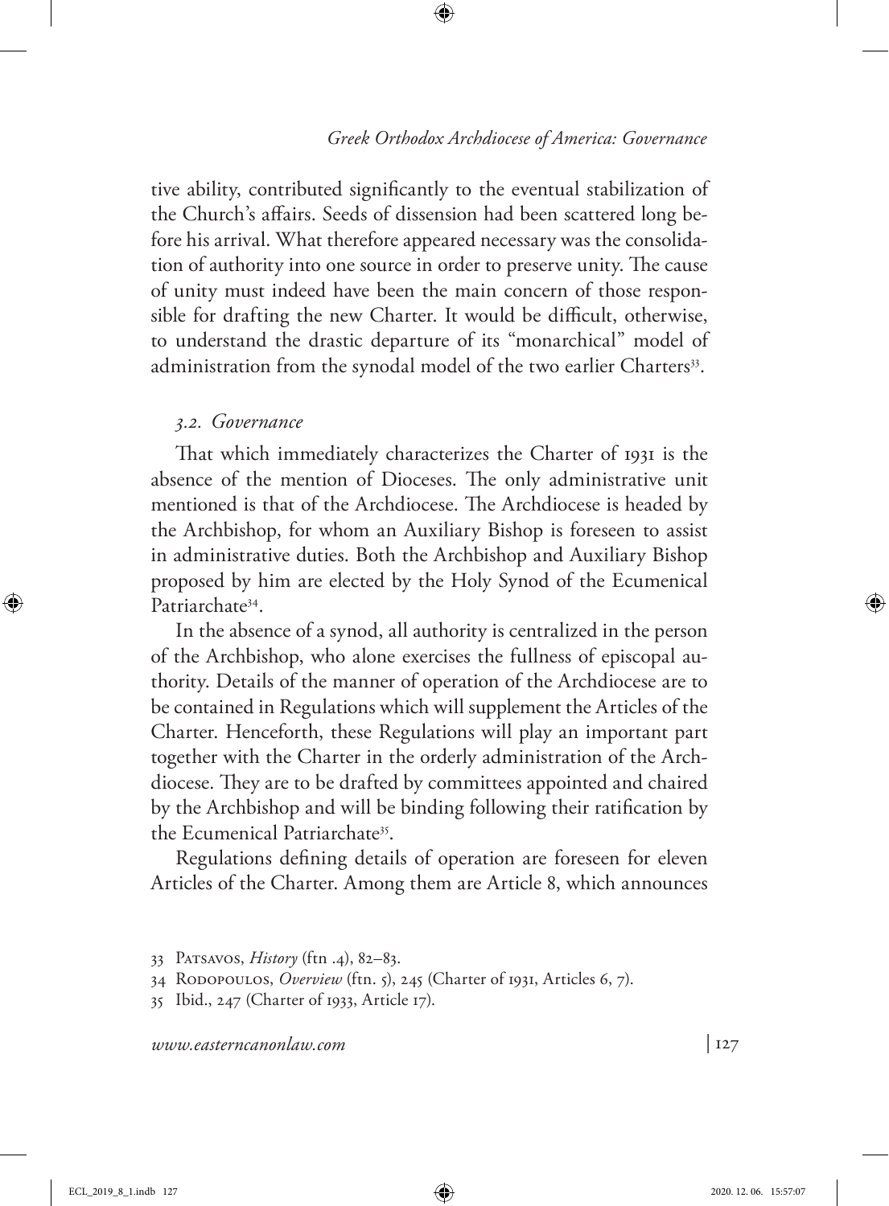tive ability, contributed significantly to the eventual stabilization of the Church's affairs. Seeds of dissension had been scattered long before his arrival. What therefore appeared necessary was the consolidation of authority into one source in order to preserve unity. The cause of unity must indeed have been the main concern of those responsible for drafting the new Charter. It would be difficult, otherwise, to understand the drastic departure of its "monarchical" model of administration from the synodal model of the two earlier Charters[33].

### *3.2. Governance*

That which immediately characterizes the Charter of 1931 is the absence of the mention of Dioceses. The only administrative unit mentioned is that of the Archdiocese. The Archdiocese is headed by the Archbishop, for whom an Auxiliary Bishop is foreseen to assist in administrative duties. Both the Archbishop and Auxiliary Bishop proposed by him are elected by the Holy Synod of the Ecumenical Patriarchate[34].

In the absence of a synod, all authority is centralized in the person of the Archbishop, who alone exercises the fullness of episcopal authority. Details of the manner of operation of the Archdiocese are to be contained in Regulations which will supplement the Articles of the Charter. Henceforth, these Regulations will play an important part together with the Charter in the orderly administration of the Archdiocese. They are to be drafted by committees appointed and chaired by the Archbishop and will be binding following their ratification by the Ecumenical Patriarchate[35].

Regulations defining details of operation are foreseen for eleven Articles of the Charter. Among them are Article 8, which announces

---

33 Patsavos, *History* (ftn .4), 82–83.

34 Rodopoulos, *Overview* (ftn. 5), 245 (Charter of 1931, Articles 6, 7).

35 Ibid., 247 (Charter of 1933, Article 17).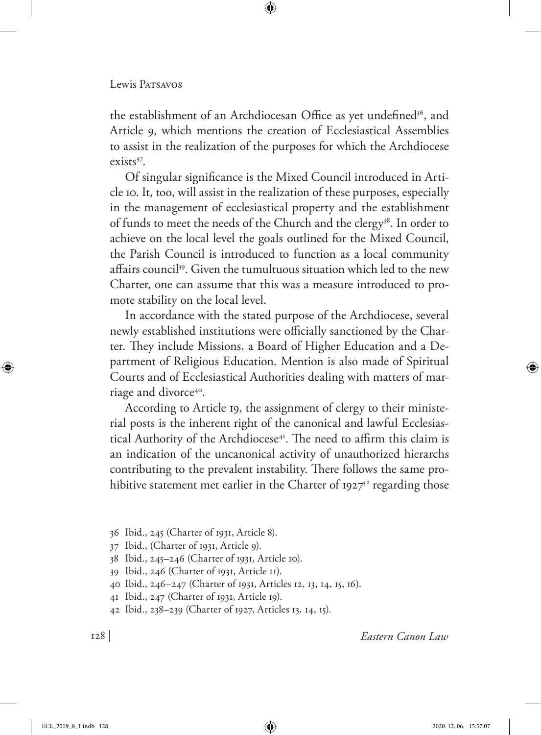the establishment of an Archdiocesan Office as yet undefined[36], and Article 9, which mentions the creation of Ecclesiastical Assemblies to assist in the realization of the purposes for which the Archdiocese exists[37].

Of singular significance is the Mixed Council introduced in Article 10. It, too, will assist in the realization of these purposes, especially in the management of ecclesiastical property and the establishment of funds to meet the needs of the Church and the clergy[38]. In order to achieve on the local level the goals outlined for the Mixed Council, the Parish Council is introduced to function as a local community affairs council[39]. Given the tumultuous situation which led to the new Charter, one can assume that this was a measure introduced to promote stability on the local level.

In accordance with the stated purpose of the Archdiocese, several newly established institutions were officially sanctioned by the Charter. They include Missions, a Board of Higher Education and a Department of Religious Education. Mention is also made of Spiritual Courts and of Ecclesiastical Authorities dealing with matters of marriage and divorce[40].

According to Article 19, the assignment of clergy to their ministerial posts is the inherent right of the canonical and lawful Ecclesiastical Authority of the Archdiocese[41]. The need to affirm this claim is an indication of the uncanonical activity of unauthorized hierarchs contributing to the prevalent instability. There follows the same prohibitive statement met earlier in the Charter of 1927[42] regarding those

36 Ibid., 245 (Charter of 1931, Article 8).

37 Ibid., (Charter of 1931, Article 9).

38 Ibid., 245–246 (Charter of 1931, Article 10).

39 Ibid., 246 (Charter of 1931, Article 11).

40 Ibid., 246–247 (Charter of 1931, Articles 12, 13, 14, 15, 16).

41 Ibid., 247 (Charter of 1931, Article 19).

42 Ibid., 238–239 (Charter of 1927, Articles 13, 14, 15).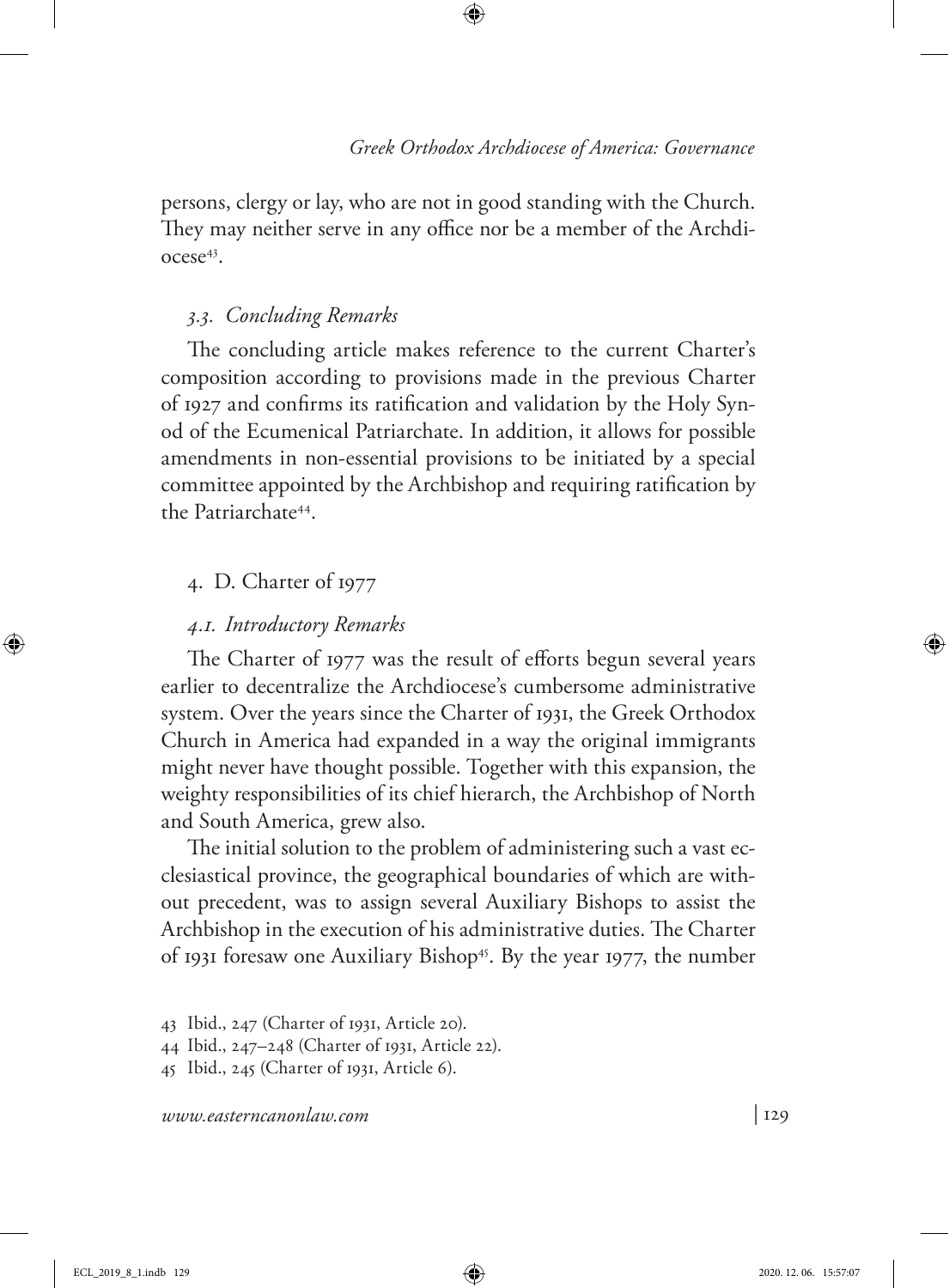persons, clergy or lay, who are not in good standing with the Church. They may neither serve in any office nor be a member of the Archdiocese[43].

### *3.3. Concluding Remarks*

The concluding article makes reference to the current Charter's composition according to provisions made in the previous Charter of 1927 and confirms its ratification and validation by the Holy Synod of the Ecumenical Patriarchate. In addition, it allows for possible amendments in non-essential provisions to be initiated by a special committee appointed by the Archbishop and requiring ratification by the Patriarchate[44].

## 4. D. Charter of 1977

### *4.1. Introductory Remarks*

The Charter of 1977 was the result of efforts begun several years earlier to decentralize the Archdiocese's cumbersome administrative system. Over the years since the Charter of 1931, the Greek Orthodox Church in America had expanded in a way the original immigrants might never have thought possible. Together with this expansion, the weighty responsibilities of its chief hierarch, the Archbishop of North and South America, grew also.

The initial solution to the problem of administering such a vast ecclesiastical province, the geographical boundaries of which are without precedent, was to assign several Auxiliary Bishops to assist the Archbishop in the execution of his administrative duties. The Charter of 1931 foresaw one Auxiliary Bishop[45]. By the year 1977, the number

43 Ibid., 247 (Charter of 1931, Article 20).

44 Ibid., 247–248 (Charter of 1931, Article 22).

45 Ibid., 245 (Charter of 1931, Article 6).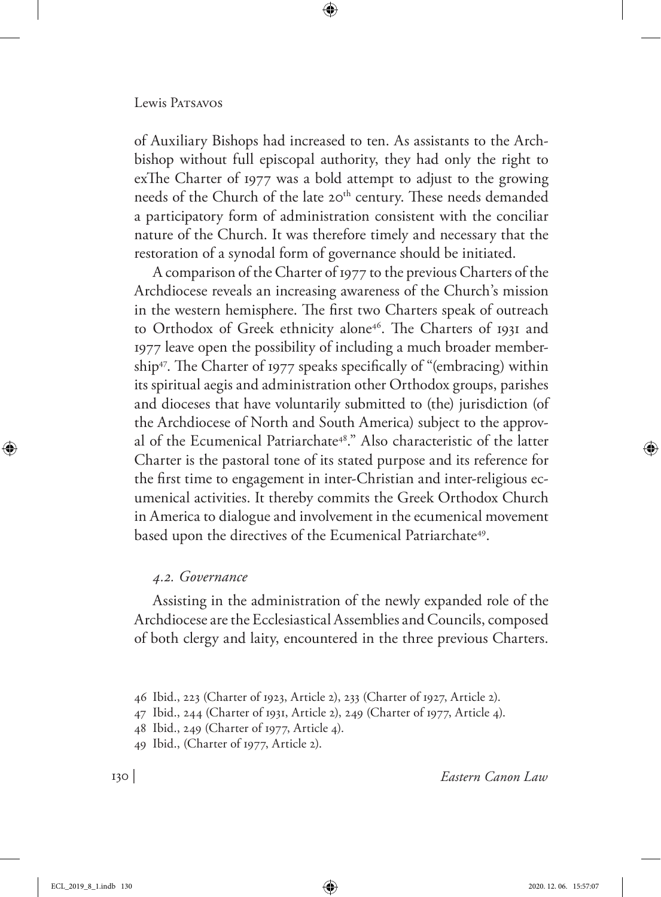of Auxiliary Bishops had increased to ten. As assistants to the Archbishop without full episcopal authority, they had only the right to exThe Charter of 1977 was a bold attempt to adjust to the growing needs of the Church of the late 20th century. These needs demanded a participatory form of administration consistent with the conciliar nature of the Church. It was therefore timely and necessary that the restoration of a synodal form of governance should be initiated.

A comparison of the Charter of 1977 to the previous Charters of the Archdiocese reveals an increasing awareness of the Church's mission in the western hemisphere. The first two Charters speak of outreach to Orthodox of Greek ethnicity alone[46]. The Charters of 1931 and 1977 leave open the possibility of including a much broader membership[47]. The Charter of 1977 speaks specifically of "(embracing) within its spiritual aegis and administration other Orthodox groups, parishes and dioceses that have voluntarily submitted to (the) jurisdiction (of the Archdiocese of North and South America) subject to the approval of the Ecumenical Patriarchate[48]." Also characteristic of the latter Charter is the pastoral tone of its stated purpose and its reference for the first time to engagement in inter-Christian and inter-religious ecumenical activities. It thereby commits the Greek Orthodox Church in America to dialogue and involvement in the ecumenical movement based upon the directives of the Ecumenical Patriarchate[49].

### *4.2. Governance*

Assisting in the administration of the newly expanded role of the Archdiocese are the Ecclesiastical Assemblies and Councils, composed of both clergy and laity, encountered in the three previous Charters.

46 Ibid., 223 (Charter of 1923, Article 2), 233 (Charter of 1927, Article 2).

47 Ibid., 244 (Charter of 1931, Article 2), 249 (Charter of 1977, Article 4).

48 Ibid., 249 (Charter of 1977, Article 4).

49 Ibid., (Charter of 1977, Article 2).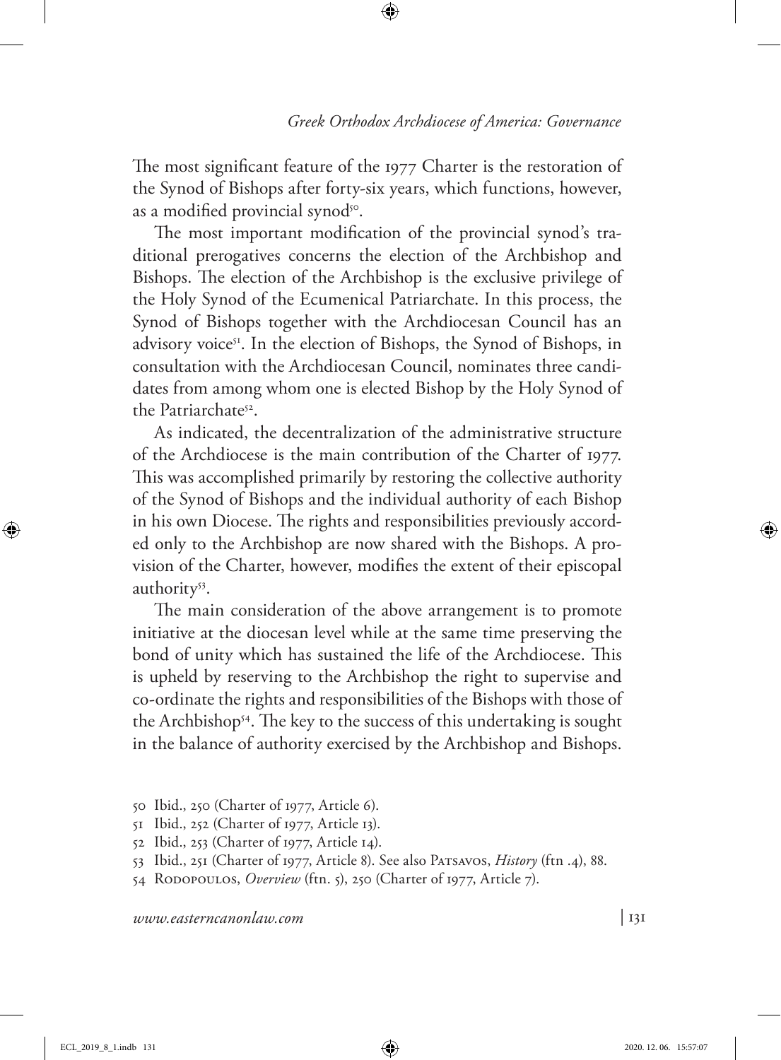The most significant feature of the 1977 Charter is the restoration of the Synod of Bishops after forty-six years, which functions, however, as a modified provincial synod[50].

The most important modification of the provincial synod's traditional prerogatives concerns the election of the Archbishop and Bishops. The election of the Archbishop is the exclusive privilege of the Holy Synod of the Ecumenical Patriarchate. In this process, the Synod of Bishops together with the Archdiocesan Council has an advisory voice[51]. In the election of Bishops, the Synod of Bishops, in consultation with the Archdiocesan Council, nominates three candidates from among whom one is elected Bishop by the Holy Synod of the Patriarchate[52].

As indicated, the decentralization of the administrative structure of the Archdiocese is the main contribution of the Charter of 1977. This was accomplished primarily by restoring the collective authority of the Synod of Bishops and the individual authority of each Bishop in his own Diocese. The rights and responsibilities previously accorded only to the Archbishop are now shared with the Bishops. A provision of the Charter, however, modifies the extent of their episcopal authority[53].

The main consideration of the above arrangement is to promote initiative at the diocesan level while at the same time preserving the bond of unity which has sustained the life of the Archdiocese. This is upheld by reserving to the Archbishop the right to supervise and co-ordinate the rights and responsibilities of the Bishops with those of the Archbishop[54]. The key to the success of this undertaking is sought in the balance of authority exercised by the Archbishop and Bishops.

50 Ibid., 250 (Charter of 1977, Article 6).

51 Ibid., 252 (Charter of 1977, Article 13).

52 Ibid., 253 (Charter of 1977, Article 14).

53 Ibid., 251 (Charter of 1977, Article 8). See also Patsavos, *History* (ftn .4), 88.

54 Rodopoulos, *Overview* (ftn. 5), 250 (Charter of 1977, Article 7).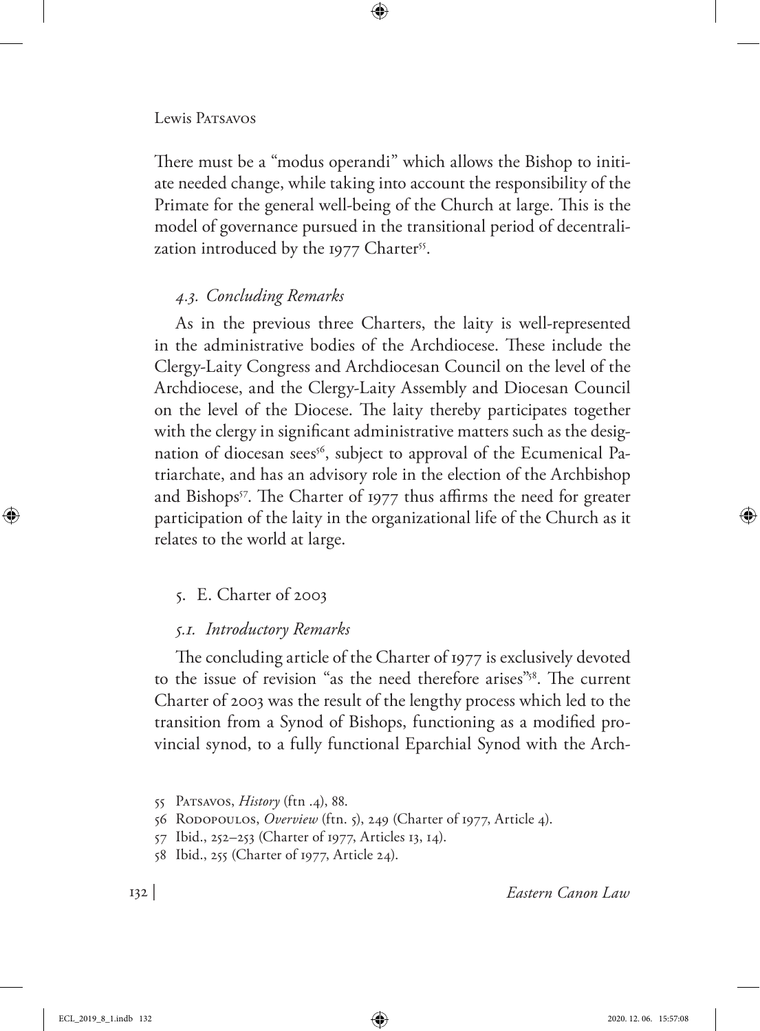There must be a "modus operandi" which allows the Bishop to initiate needed change, while taking into account the responsibility of the Primate for the general well-being of the Church at large. This is the model of governance pursued in the transitional period of decentralization introduced by the 1977 Charter[55].

### *4.3. Concluding Remarks*

As in the previous three Charters, the laity is well-represented in the administrative bodies of the Archdiocese. These include the Clergy-Laity Congress and Archdiocesan Council on the level of the Archdiocese, and the Clergy-Laity Assembly and Diocesan Council on the level of the Diocese. The laity thereby participates together with the clergy in significant administrative matters such as the designation of diocesan sees[56], subject to approval of the Ecumenical Patriarchate, and has an advisory role in the election of the Archbishop and Bishops[57]. The Charter of 1977 thus affirms the need for greater participation of the laity in the organizational life of the Church as it relates to the world at large.

## 5. E. Charter of 2003

### *5.1. Introductory Remarks*

The concluding article of the Charter of 1977 is exclusively devoted to the issue of revision "as the need therefore arises"[58]. The current Charter of 2003 was the result of the lengthy process which led to the transition from a Synod of Bishops, functioning as a modified provincial synod, to a fully functional Eparchial Synod with the Arch-

---

55 Patsavos, *History* (ftn .4), 88.

56 Rodopoulos, *Overview* (ftn. 5), 249 (Charter of 1977, Article 4).

57 Ibid., 252–253 (Charter of 1977, Articles 13, 14).

58 Ibid., 255 (Charter of 1977, Article 24).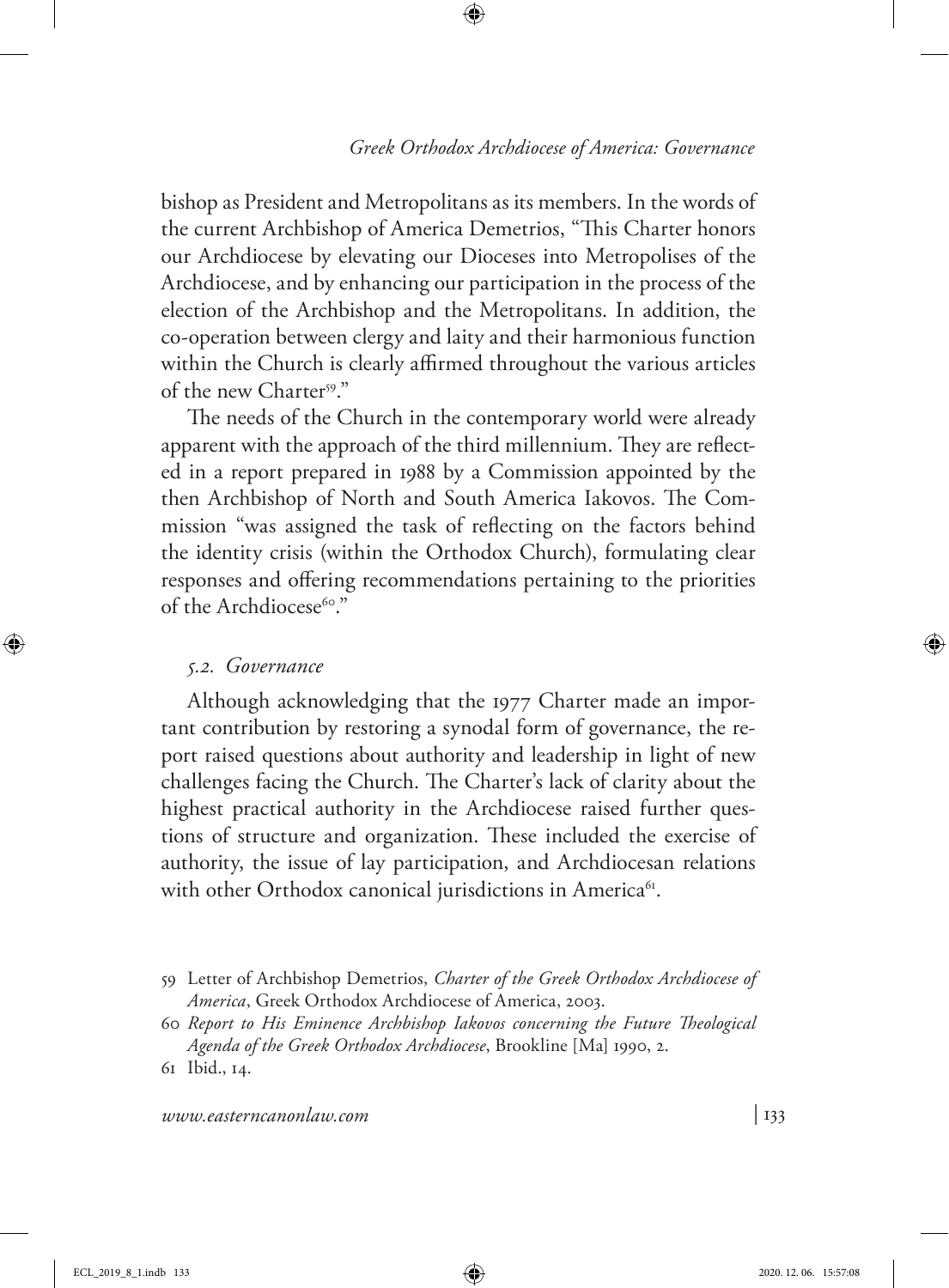bishop as President and Metropolitans as its members. In the words of the current Archbishop of America Demetrios, "This Charter honors our Archdiocese by elevating our Dioceses into Metropolises of the Archdiocese, and by enhancing our participation in the process of the election of the Archbishop and the Metropolitans. In addition, the co-operation between clergy and laity and their harmonious function within the Church is clearly affirmed throughout the various articles of the new Charter[59]."

The needs of the Church in the contemporary world were already apparent with the approach of the third millennium. They are reflected in a report prepared in 1988 by a Commission appointed by the then Archbishop of North and South America Iakovos. The Commission "was assigned the task of reflecting on the factors behind the identity crisis (within the Orthodox Church), formulating clear responses and offering recommendations pertaining to the priorities of the Archdiocese[60]."

### *5.2. Governance*

Although acknowledging that the 1977 Charter made an important contribution by restoring a synodal form of governance, the report raised questions about authority and leadership in light of new challenges facing the Church. The Charter's lack of clarity about the highest practical authority in the Archdiocese raised further questions of structure and organization. These included the exercise of authority, the issue of lay participation, and Archdiocesan relations with other Orthodox canonical jurisdictions in America[61].

---

59 Letter of Archbishop Demetrios, *Charter of the Greek Orthodox Archdiocese of America*, Greek Orthodox Archdiocese of America, 2003.

60 *Report to His Eminence Archbishop Iakovos concerning the Future Theological Agenda of the Greek Orthodox Archdiocese*, Brookline [Ma] 1990, 2.

61 Ibid., 14.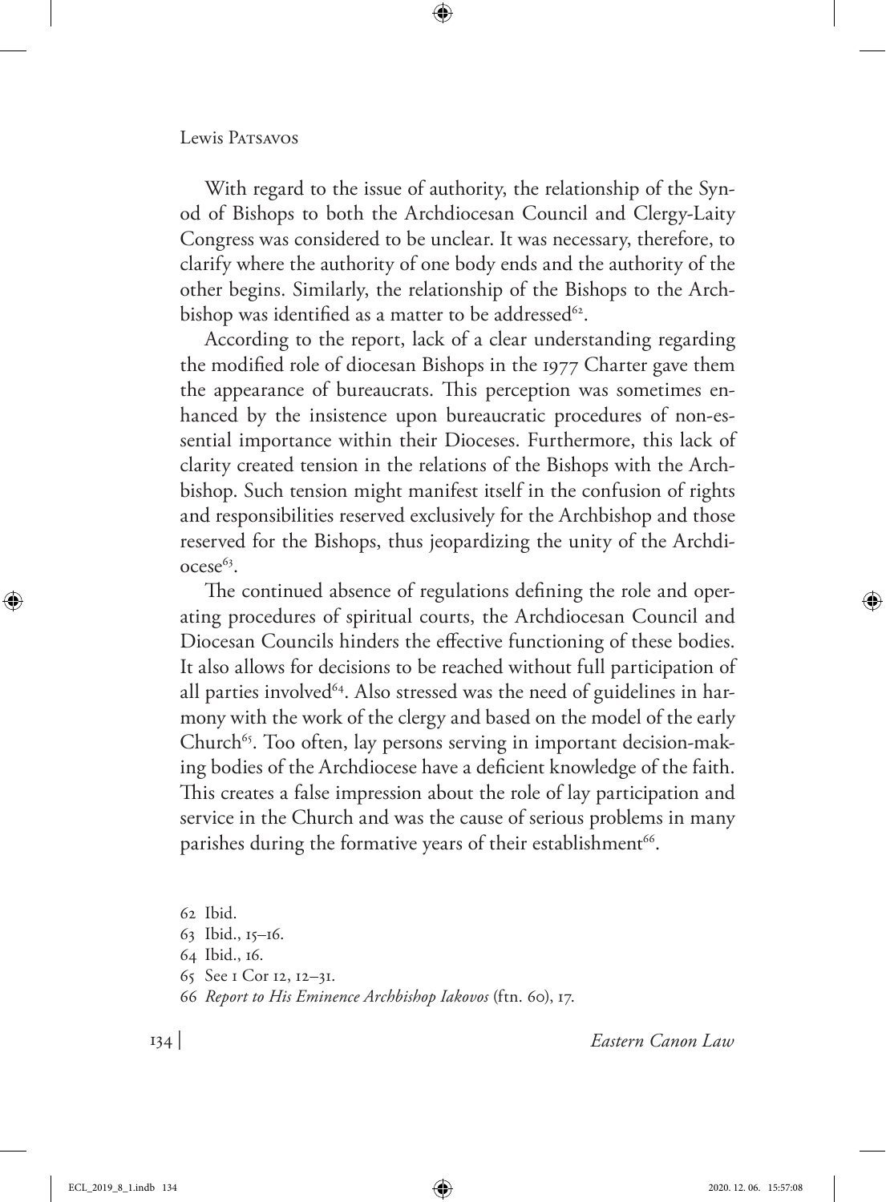With regard to the issue of authority, the relationship of the Synod of Bishops to both the Archdiocesan Council and Clergy-Laity Congress was considered to be unclear. It was necessary, therefore, to clarify where the authority of one body ends and the authority of the other begins. Similarly, the relationship of the Bishops to the Archbishop was identified as a matter to be addressed[62].

According to the report, lack of a clear understanding regarding the modified role of diocesan Bishops in the 1977 Charter gave them the appearance of bureaucrats. This perception was sometimes enhanced by the insistence upon bureaucratic procedures of non-essential importance within their Dioceses. Furthermore, this lack of clarity created tension in the relations of the Bishops with the Archbishop. Such tension might manifest itself in the confusion of rights and responsibilities reserved exclusively for the Archbishop and those reserved for the Bishops, thus jeopardizing the unity of the Archdiocese[63].

The continued absence of regulations defining the role and operating procedures of spiritual courts, the Archdiocesan Council and Diocesan Councils hinders the effective functioning of these bodies. It also allows for decisions to be reached without full participation of all parties involved[64]. Also stressed was the need of guidelines in harmony with the work of the clergy and based on the model of the early Church[65]. Too often, lay persons serving in important decision-making bodies of the Archdiocese have a deficient knowledge of the faith. This creates a false impression about the role of lay participation and service in the Church and was the cause of serious problems in many parishes during the formative years of their establishment[66].

62 Ibid.
63 Ibid., 15–16.
64 Ibid., 16.
65 See 1 Cor 12, 12–31.
66 *Report to His Eminence Archbishop Iakovos* (ftn. 60), 17.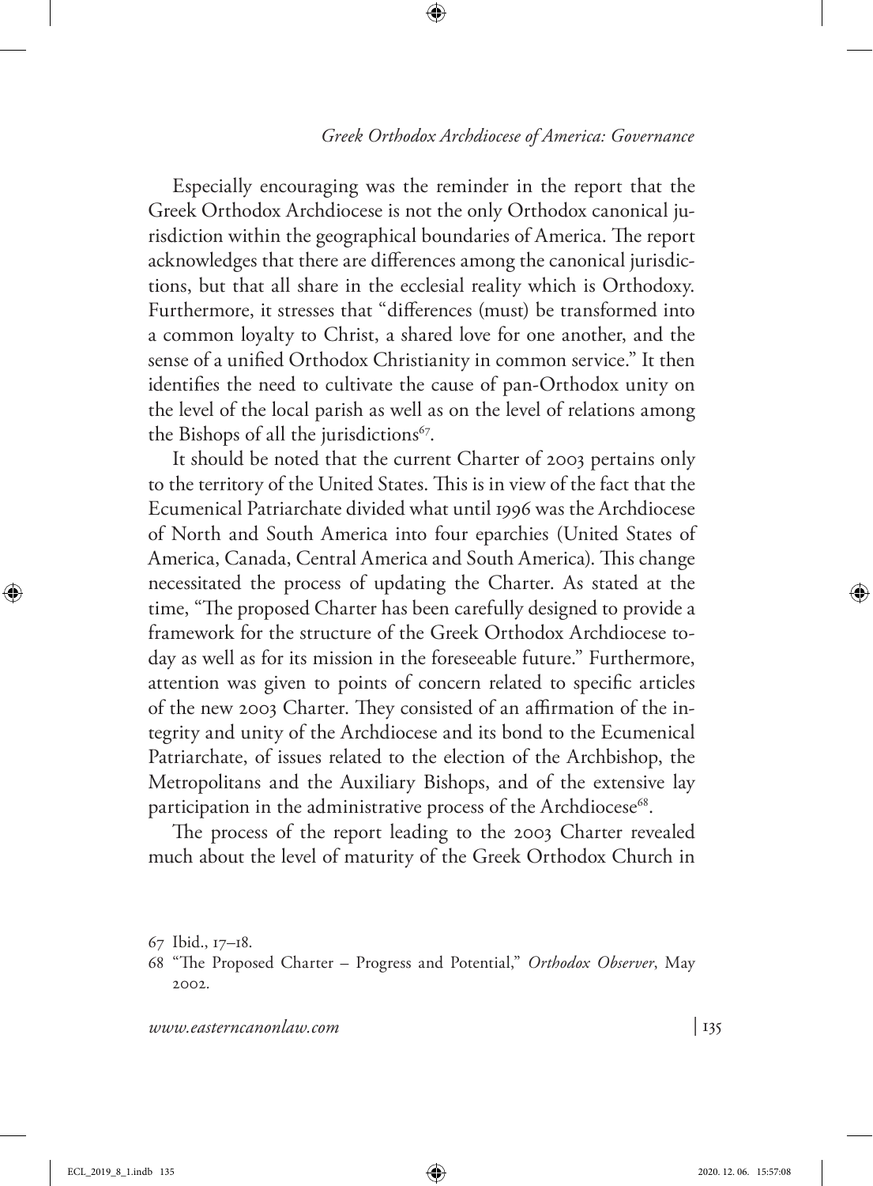Especially encouraging was the reminder in the report that the Greek Orthodox Archdiocese is not the only Orthodox canonical jurisdiction within the geographical boundaries of America. The report acknowledges that there are differences among the canonical jurisdictions, but that all share in the ecclesial reality which is Orthodoxy. Furthermore, it stresses that "differences (must) be transformed into a common loyalty to Christ, a shared love for one another, and the sense of a unified Orthodox Christianity in common service." It then identifies the need to cultivate the cause of pan-Orthodox unity on the level of the local parish as well as on the level of relations among the Bishops of all the jurisdictions[67].

It should be noted that the current Charter of 2003 pertains only to the territory of the United States. This is in view of the fact that the Ecumenical Patriarchate divided what until 1996 was the Archdiocese of North and South America into four eparchies (United States of America, Canada, Central America and South America). This change necessitated the process of updating the Charter. As stated at the time, "The proposed Charter has been carefully designed to provide a framework for the structure of the Greek Orthodox Archdiocese today as well as for its mission in the foreseeable future." Furthermore, attention was given to points of concern related to specific articles of the new 2003 Charter. They consisted of an affirmation of the integrity and unity of the Archdiocese and its bond to the Ecumenical Patriarchate, of issues related to the election of the Archbishop, the Metropolitans and the Auxiliary Bishops, and of the extensive lay participation in the administrative process of the Archdiocese[68].

The process of the report leading to the 2003 Charter revealed much about the level of maturity of the Greek Orthodox Church in

67 Ibid., 17–18.

68 "The Proposed Charter – Progress and Potential," *Orthodox Observer*, May 2002.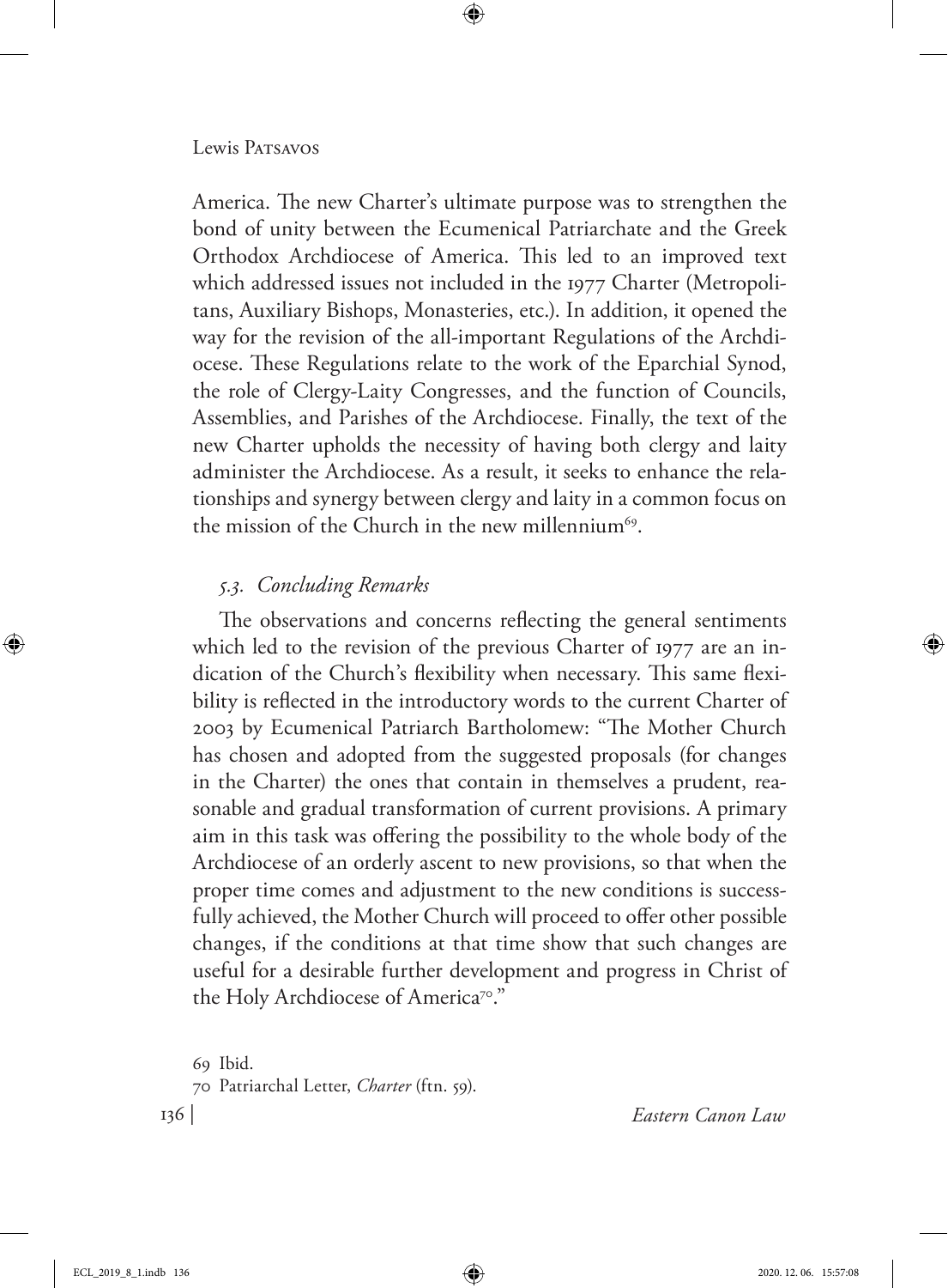America. The new Charter's ultimate purpose was to strengthen the bond of unity between the Ecumenical Patriarchate and the Greek Orthodox Archdiocese of America. This led to an improved text which addressed issues not included in the 1977 Charter (Metropolitans, Auxiliary Bishops, Monasteries, etc.). In addition, it opened the way for the revision of the all-important Regulations of the Archdiocese. These Regulations relate to the work of the Eparchial Synod, the role of Clergy-Laity Congresses, and the function of Councils, Assemblies, and Parishes of the Archdiocese. Finally, the text of the new Charter upholds the necessity of having both clergy and laity administer the Archdiocese. As a result, it seeks to enhance the relationships and synergy between clergy and laity in a common focus on the mission of the Church in the new millennium[69].

### *5.3. Concluding Remarks*

The observations and concerns reflecting the general sentiments which led to the revision of the previous Charter of 1977 are an indication of the Church's flexibility when necessary. This same flexibility is reflected in the introductory words to the current Charter of 2003 by Ecumenical Patriarch Bartholomew: "The Mother Church has chosen and adopted from the suggested proposals (for changes in the Charter) the ones that contain in themselves a prudent, reasonable and gradual transformation of current provisions. A primary aim in this task was offering the possibility to the whole body of the Archdiocese of an orderly ascent to new provisions, so that when the proper time comes and adjustment to the new conditions is successfully achieved, the Mother Church will proceed to offer other possible changes, if the conditions at that time show that such changes are useful for a desirable further development and progress in Christ of the Holy Archdiocese of America[70]."

69 Ibid.

70 Patriarchal Letter, *Charter* (ftn. 59).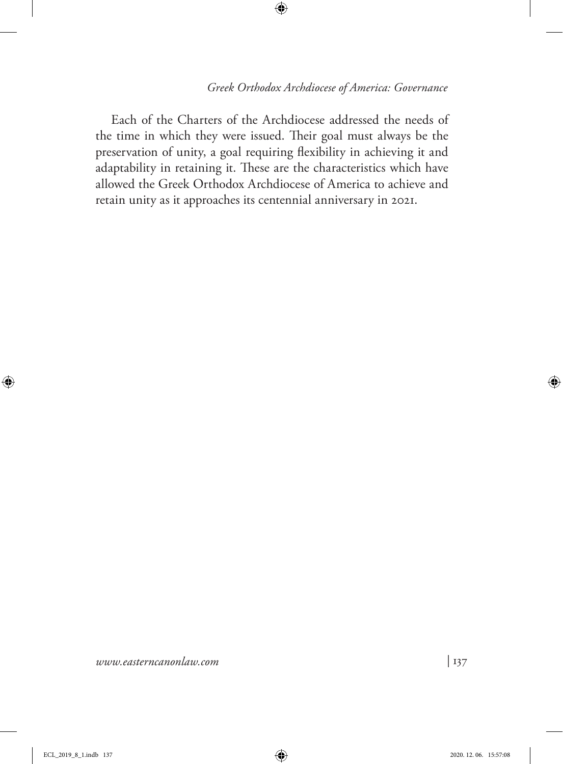Each of the Charters of the Archdiocese addressed the needs of the time in which they were issued. Their goal must always be the preservation of unity, a goal requiring flexibility in achieving it and adaptability in retaining it. These are the characteristics which have allowed the Greek Orthodox Archdiocese of America to achieve and retain unity as it approaches its centennial anniversary in 2021.